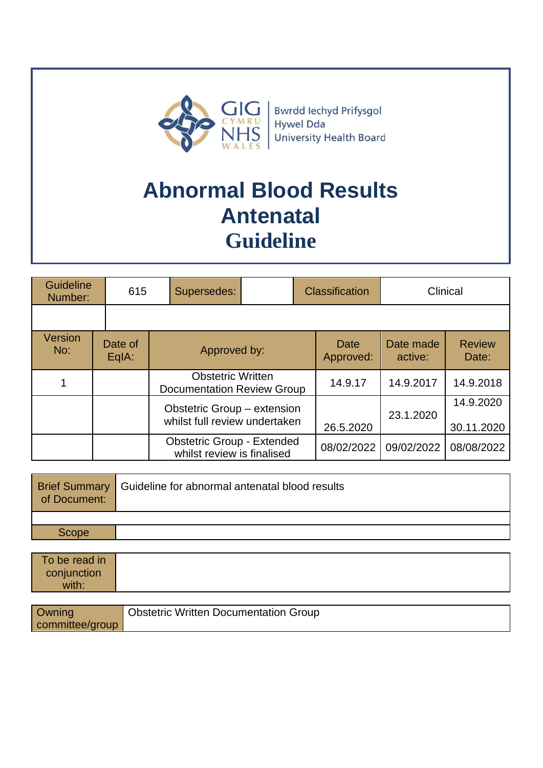GIG CYMRU NHS WALES | Bwrdd Iechyd Prifysgol Hywel Dda University Health Board

# Abnormal Blood Results Antenatal Guideline

| Guideline Number: | 615 | Supersedes: | | Classification | Clinical |
|---|---|---|---|---|---|
| | | | | | |

| Version No: | Date of EqIA: | Approved by: | Date Approved: | Date made active: | Review Date: |
|---|---|---|---|---|---|
| 1 | | Obstetric Written Documentation Review Group | 14.9.17 | 14.9.2017 | 14.9.2018 |
| | | Obstetric Group – extension whilst full review undertaken | 26.5.2020 | 23.1.2020 | 14.9.2020<br>30.11.2020 |
| | | Obstetric Group - Extended whilst review is finalised | 08/02/2022 | 09/02/2022 | 08/08/2022 |

| Brief Summary of Document: | Guideline for abnormal antenatal blood results |
|---|---|
| | |
| Scope | |

| To be read in conjunction with: | |
|---|---|

| Owning committee/group | Obstetric Written Documentation Group |
|---|---|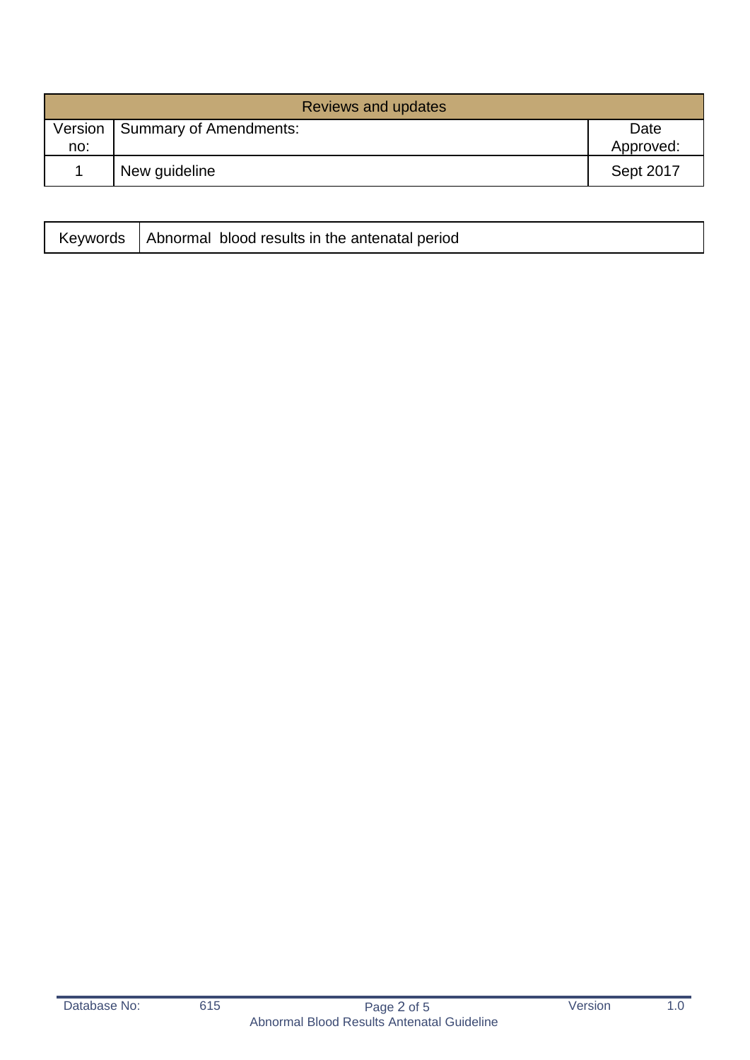| Reviews and updates | | |
|---|---|---|
| Version no: | Summary of Amendments: | Date Approved: |
| 1 | New guideline | Sept 2017 |

| Keywords | Abnormal blood results in the antenatal period |
|---|---|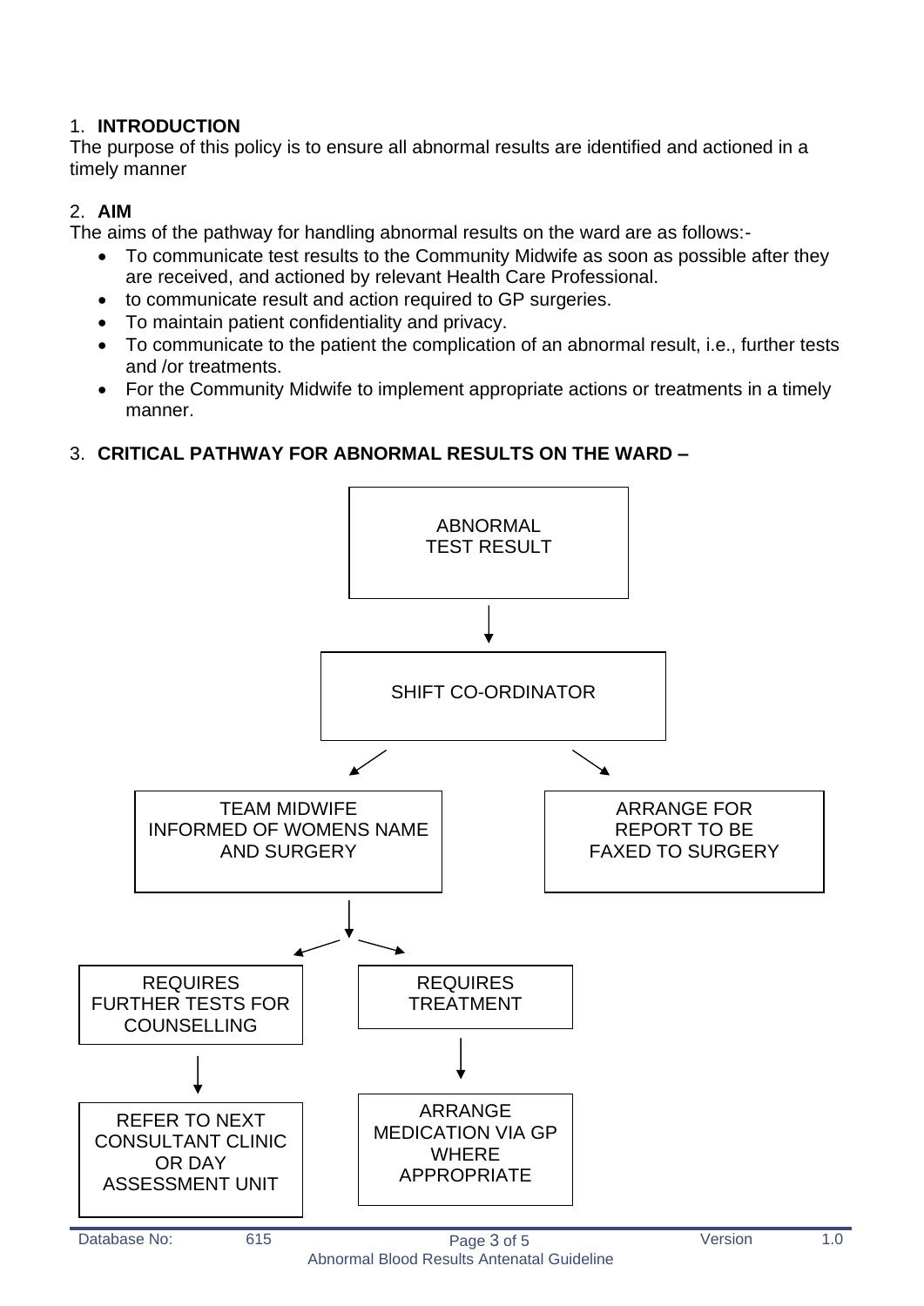## 1. INTRODUCTION

The purpose of this policy is to ensure all abnormal results are identified and actioned in a timely manner

## 2. AIM

The aims of the pathway for handling abnormal results on the ward are as follows:-

- To communicate test results to the Community Midwife as soon as possible after they are received, and actioned by relevant Health Care Professional.
- to communicate result and action required to GP surgeries.
- To maintain patient confidentiality and privacy.
- To communicate to the patient the complication of an abnormal result, i.e., further tests and /or treatments.
- For the Community Midwife to implement appropriate actions or treatments in a timely manner.

## 3. CRITICAL PATHWAY FOR ABNORMAL RESULTS ON THE WARD –

ABNORMAL TEST RESULT

↓

SHIFT CO-ORDINATOR

↙ ↘

- TEAM MIDWIFE INFORMED OF WOMENS NAME AND SURGERY
  - ↙ REQUIRES FURTHER TESTS FOR COUNSELLING
    - ↓ REFER TO NEXT CONSULTANT CLINIC OR DAY ASSESSMENT UNIT
  - ↘ REQUIRES TREATMENT
    - ↓ ARRANGE MEDICATION VIA GP WHERE APPROPRIATE
- ARRANGE FOR REPORT TO BE FAXED TO SURGERY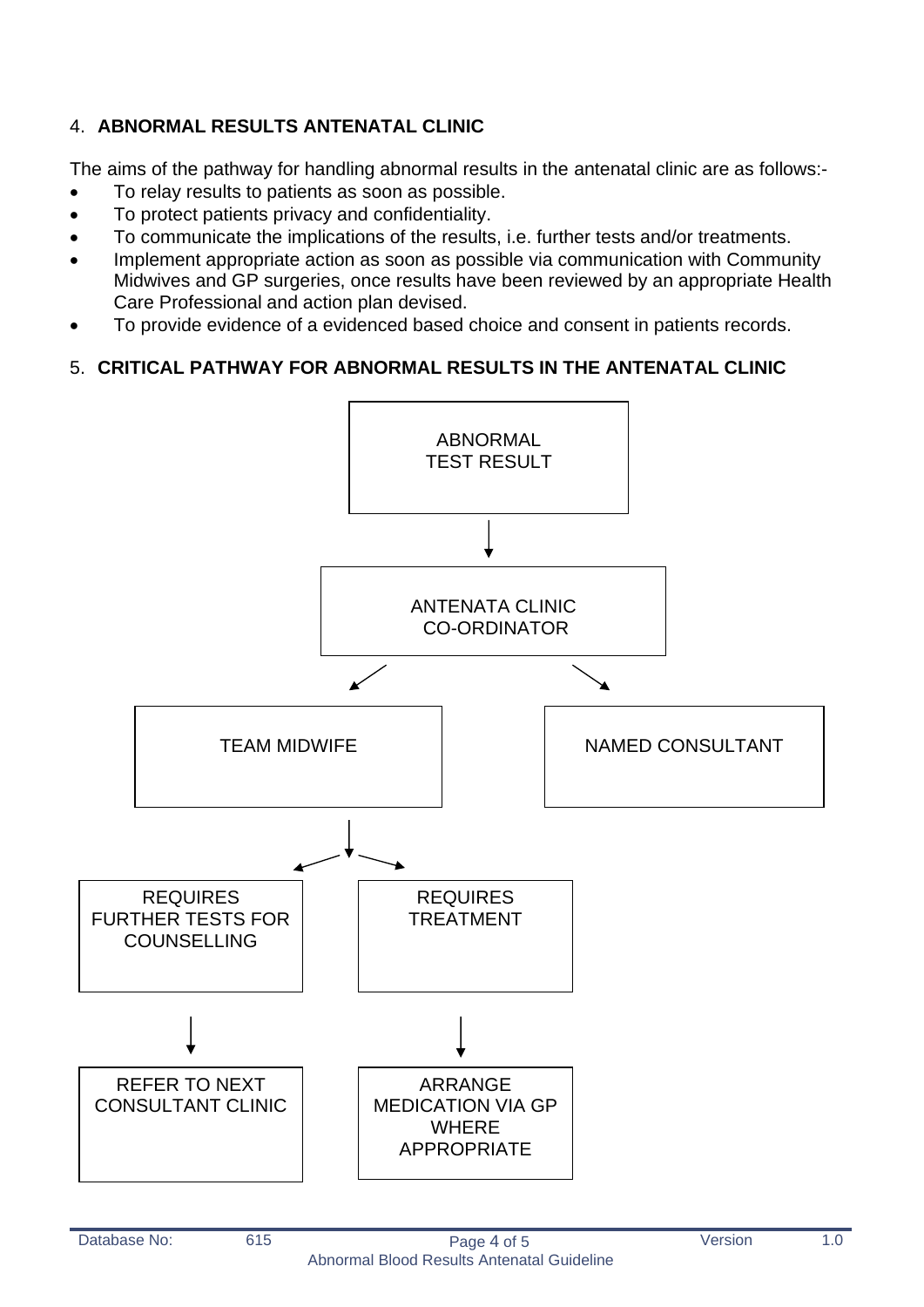## 4. ABNORMAL RESULTS ANTENATAL CLINIC

The aims of the pathway for handling abnormal results in the antenatal clinic are as follows:-

- To relay results to patients as soon as possible.
- To protect patients privacy and confidentiality.
- To communicate the implications of the results, i.e. further tests and/or treatments.
- Implement appropriate action as soon as possible via communication with Community Midwives and GP surgeries, once results have been reviewed by an appropriate Health Care Professional and action plan devised.
- To provide evidence of a evidenced based choice and consent in patients records.

## 5. CRITICAL PATHWAY FOR ABNORMAL RESULTS IN THE ANTENATAL CLINIC

ABNORMAL TEST RESULT

↓

ANTENATA CLINIC CO-ORDINATOR

↙ ↘

TEAM MIDWIFE | NAMED CONSULTANT

TEAM MIDWIFE ↓

↙ ↘

REQUIRES FURTHER TESTS FOR COUNSELLING | REQUIRES TREATMENT

↓ ↓

REFER TO NEXT CONSULTANT CLINIC | ARRANGE MEDICATION VIA GP WHERE APPROPRIATE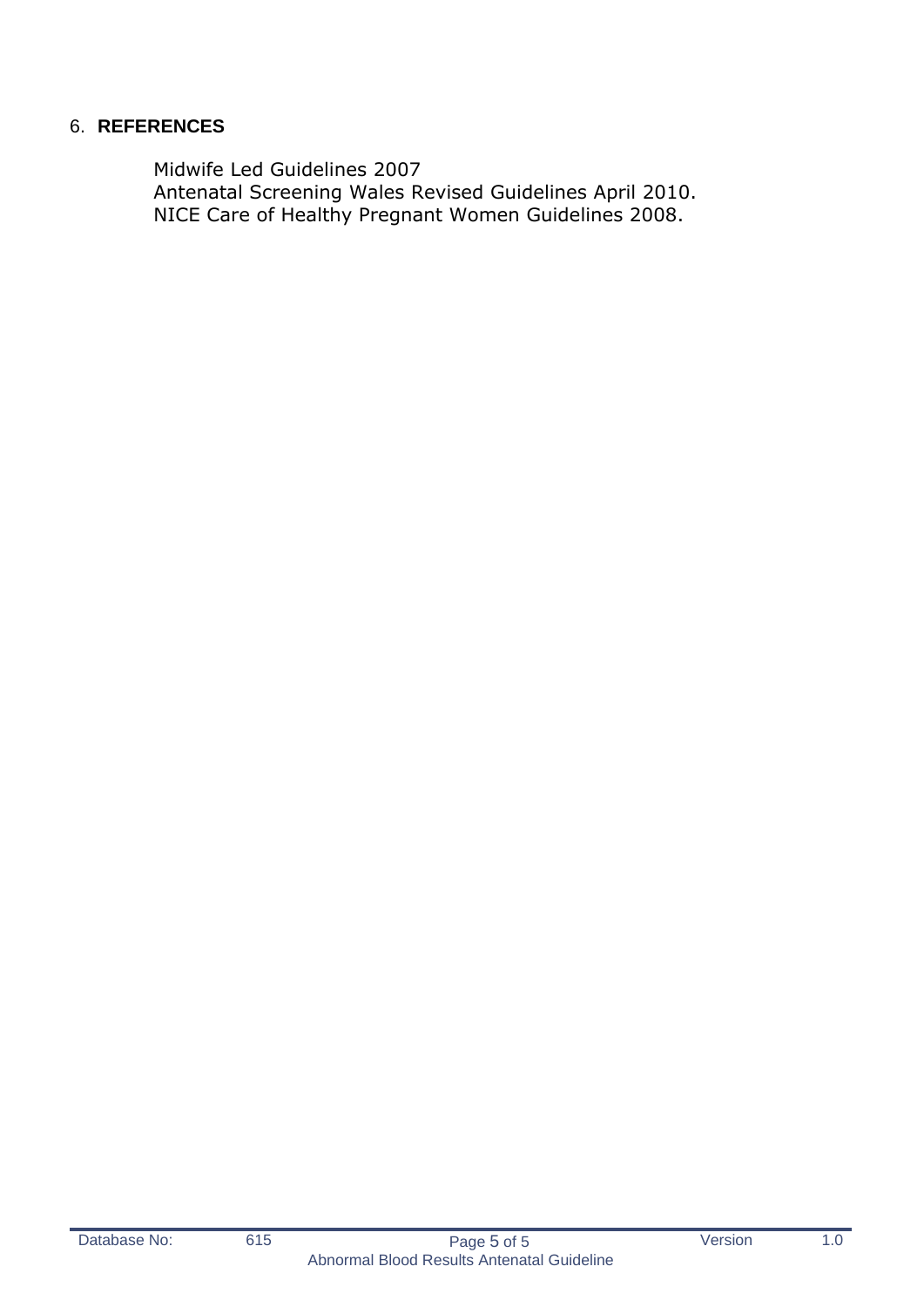## 6. REFERENCES

Midwife Led Guidelines 2007
Antenatal Screening Wales Revised Guidelines April 2010.
NICE Care of Healthy Pregnant Women Guidelines 2008.